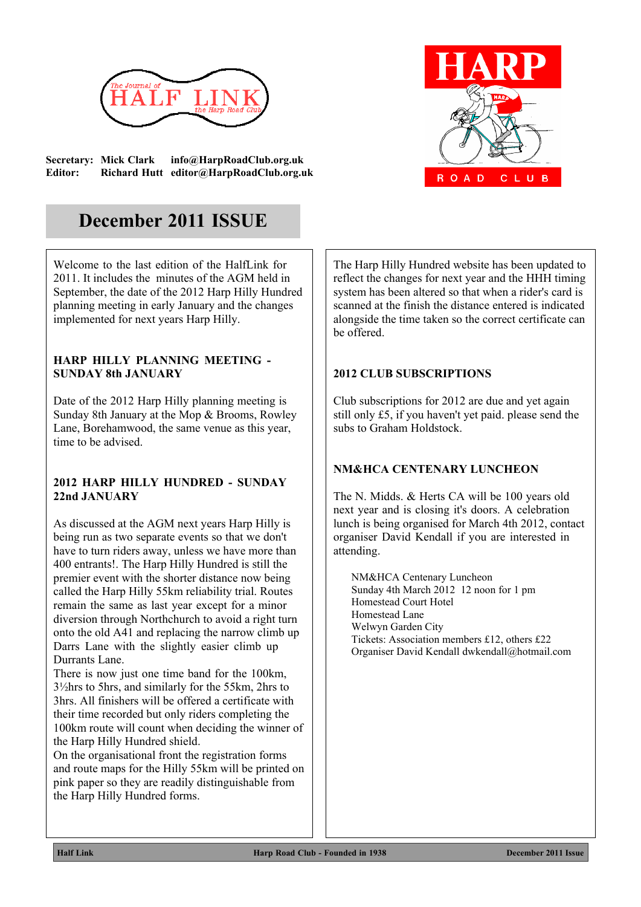The Journal of HALF LINK the Harp Road Club

**Secretary:** **Mick Clark** **info@HarpRoadClub.org.uk**
**Editor:** **Richard Hutt** **editor@HarpRoadClub.org.uk**

HARP ROAD CLUB

# December 2011 ISSUE

Welcome to the last edition of the HalfLink for 2011. It includes the minutes of the AGM held in September, the date of the 2012 Harp Hilly Hundred planning meeting in early January and the changes implemented for next years Harp Hilly.

### HARP HILLY PLANNING MEETING - SUNDAY 8th JANUARY

Date of the 2012 Harp Hilly planning meeting is Sunday 8th January at the Mop & Brooms, Rowley Lane, Borehamwood, the same venue as this year, time to be advised.

### 2012 HARP HILLY HUNDRED - SUNDAY 22nd JANUARY

As discussed at the AGM next years Harp Hilly is being run as two separate events so that we don't have to turn riders away, unless we have more than 400 entrants!. The Harp Hilly Hundred is still the premier event with the shorter distance now being called the Harp Hilly 55km reliability trial. Routes remain the same as last year except for a minor diversion through Northchurch to avoid a right turn onto the old A41 and replacing the narrow climb up Darrs Lane with the slightly easier climb up Durrants Lane.

There is now just one time band for the 100km, 3½hrs to 5hrs, and similarly for the 55km, 2hrs to 3hrs. All finishers will be offered a certificate with their time recorded but only riders completing the 100km route will count when deciding the winner of the Harp Hilly Hundred shield.

On the organisational front the registration forms and route maps for the Hilly 55km will be printed on pink paper so they are readily distinguishable from the Harp Hilly Hundred forms.

The Harp Hilly Hundred website has been updated to reflect the changes for next year and the HHH timing system has been altered so that when a rider's card is scanned at the finish the distance entered is indicated alongside the time taken so the correct certificate can be offered.

### 2012 CLUB SUBSCRIPTIONS

Club subscriptions for 2012 are due and yet again still only £5, if you haven't yet paid. please send the subs to Graham Holdstock.

### NM&HCA CENTENARY LUNCHEON

The N. Midds. & Herts CA will be 100 years old next year and is closing it's doors. A celebration lunch is being organised for March 4th 2012, contact organiser David Kendall if you are interested in attending.

NM&HCA Centenary Luncheon
Sunday 4th March 2012 12 noon for 1 pm
Homestead Court Hotel
Homestead Lane
Welwyn Garden City
Tickets: Association members £12, others £22
Organiser David Kendall dwkendall@hotmail.com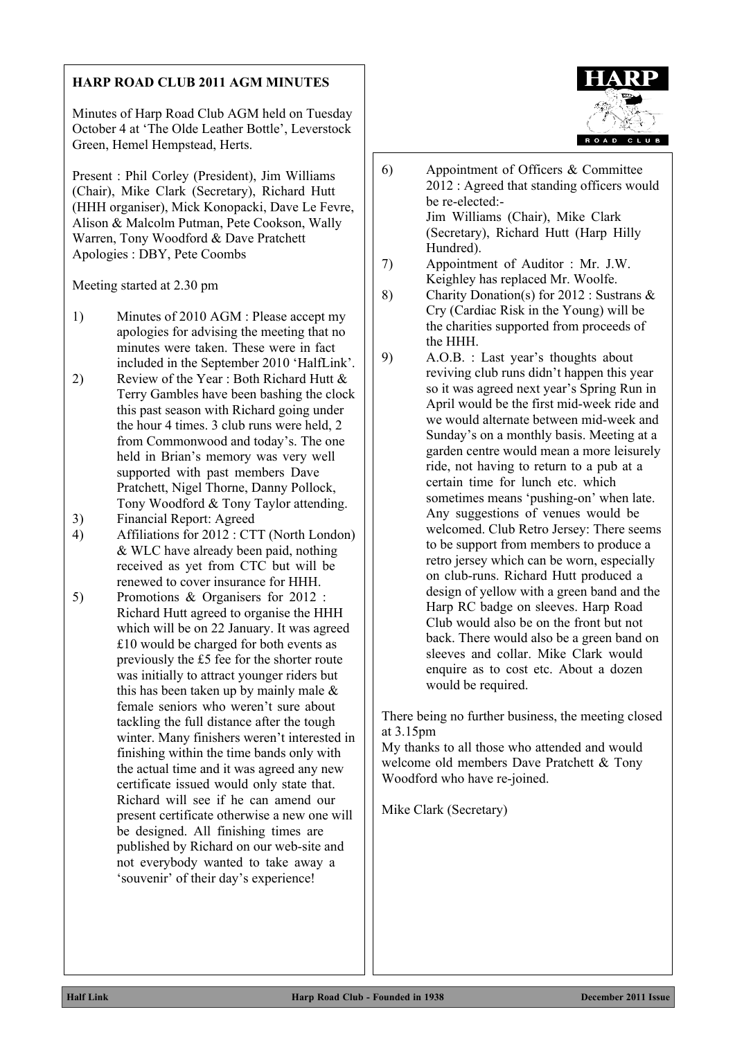**HARP ROAD CLUB 2011 AGM MINUTES**

Minutes of Harp Road Club AGM held on Tuesday October 4 at 'The Olde Leather Bottle', Leverstock Green, Hemel Hempstead, Herts.

Present : Phil Corley (President), Jim Williams (Chair), Mike Clark (Secretary), Richard Hutt (HHH organiser), Mick Konopacki, Dave Le Fevre, Alison & Malcolm Putman, Pete Cookson, Wally Warren, Tony Woodford & Dave Pratchett
Apologies : DBY, Pete Coombs

Meeting started at 2.30 pm

1) Minutes of 2010 AGM : Please accept my apologies for advising the meeting that no minutes were taken. These were in fact included in the September 2010 'HalfLink'.
2) Review of the Year : Both Richard Hutt & Terry Gambles have been bashing the clock this past season with Richard going under the hour 4 times. 3 club runs were held, 2 from Commonwood and today's. The one held in Brian's memory was very well supported with past members Dave Pratchett, Nigel Thorne, Danny Pollock, Tony Woodford & Tony Taylor attending.
3) Financial Report: Agreed
4) Affiliations for 2012 : CTT (North London) & WLC have already been paid, nothing received as yet from CTC but will be renewed to cover insurance for HHH.
5) Promotions & Organisers for 2012 : Richard Hutt agreed to organise the HHH which will be on 22 January. It was agreed £10 would be charged for both events as previously the £5 fee for the shorter route was initially to attract younger riders but this has been taken up by mainly male & female seniors who weren't sure about tackling the full distance after the tough winter. Many finishers weren't interested in finishing within the time bands only with the actual time and it was agreed any new certificate issued would only state that. Richard will see if he can amend our present certificate otherwise a new one will be designed. All finishing times are published by Richard on our web-site and not everybody wanted to take away a 'souvenir' of their day's experience!
6) Appointment of Officers & Committee 2012 : Agreed that standing officers would be re-elected:-
   Jim Williams (Chair), Mike Clark (Secretary), Richard Hutt (Harp Hilly Hundred).
7) Appointment of Auditor : Mr. J.W. Keighley has replaced Mr. Woolfe.
8) Charity Donation(s) for 2012 : Sustrans & Cry (Cardiac Risk in the Young) will be the charities supported from proceeds of the HHH.
9) A.O.B. : Last year's thoughts about reviving club runs didn't happen this year so it was agreed next year's Spring Run in April would be the first mid-week ride and we would alternate between mid-week and Sunday's on a monthly basis. Meeting at a garden centre would mean a more leisurely ride, not having to return to a pub at a certain time for lunch etc. which sometimes means 'pushing-on' when late. Any suggestions of venues would be welcomed. Club Retro Jersey: There seems to be support from members to produce a retro jersey which can be worn, especially on club-runs. Richard Hutt produced a design of yellow with a green band and the Harp RC badge on sleeves. Harp Road Club would also be on the front but not back. There would also be a green band on sleeves and collar. Mike Clark would enquire as to cost etc. About a dozen would be required.

There being no further business, the meeting closed at 3.15pm
My thanks to all those who attended and would welcome old members Dave Pratchett & Tony Woodford who have re-joined.

Mike Clark (Secretary)